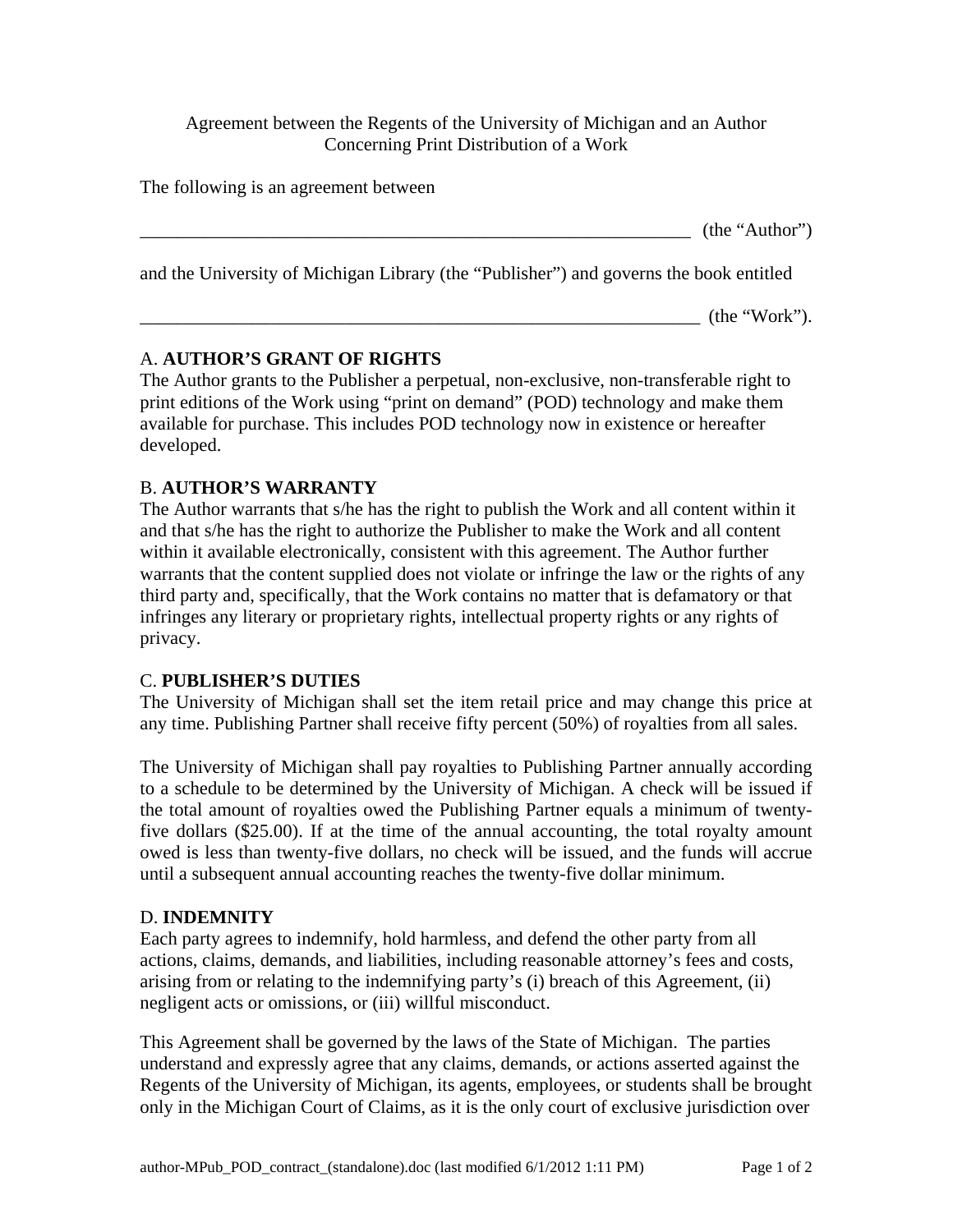Agreement between the Regents of the University of Michigan and an Author
Concerning Print Distribution of a Work

The following is an agreement between

_____________________________________________________________ (the "Author")

and the University of Michigan Library (the "Publisher") and governs the book entitled

______________________________________________________________ (the "Work").

## A. **AUTHOR'S GRANT OF RIGHTS**

The Author grants to the Publisher a perpetual, non-exclusive, non-transferable right to print editions of the Work using "print on demand" (POD) technology and make them available for purchase. This includes POD technology now in existence or hereafter developed.

## B. **AUTHOR'S WARRANTY**

The Author warrants that s/he has the right to publish the Work and all content within it and that s/he has the right to authorize the Publisher to make the Work and all content within it available electronically, consistent with this agreement. The Author further warrants that the content supplied does not violate or infringe the law or the rights of any third party and, specifically, that the Work contains no matter that is defamatory or that infringes any literary or proprietary rights, intellectual property rights or any rights of privacy.

## C. **PUBLISHER'S DUTIES**

The University of Michigan shall set the item retail price and may change this price at any time. Publishing Partner shall receive fifty percent (50%) of royalties from all sales.

The University of Michigan shall pay royalties to Publishing Partner annually according to a schedule to be determined by the University of Michigan. A check will be issued if the total amount of royalties owed the Publishing Partner equals a minimum of twenty-five dollars ($25.00). If at the time of the annual accounting, the total royalty amount owed is less than twenty-five dollars, no check will be issued, and the funds will accrue until a subsequent annual accounting reaches the twenty-five dollar minimum.

## D. **INDEMNITY**

Each party agrees to indemnify, hold harmless, and defend the other party from all actions, claims, demands, and liabilities, including reasonable attorney's fees and costs, arising from or relating to the indemnifying party's (i) breach of this Agreement, (ii) negligent acts or omissions, or (iii) willful misconduct.

This Agreement shall be governed by the laws of the State of Michigan. The parties understand and expressly agree that any claims, demands, or actions asserted against the Regents of the University of Michigan, its agents, employees, or students shall be brought only in the Michigan Court of Claims, as it is the only court of exclusive jurisdiction over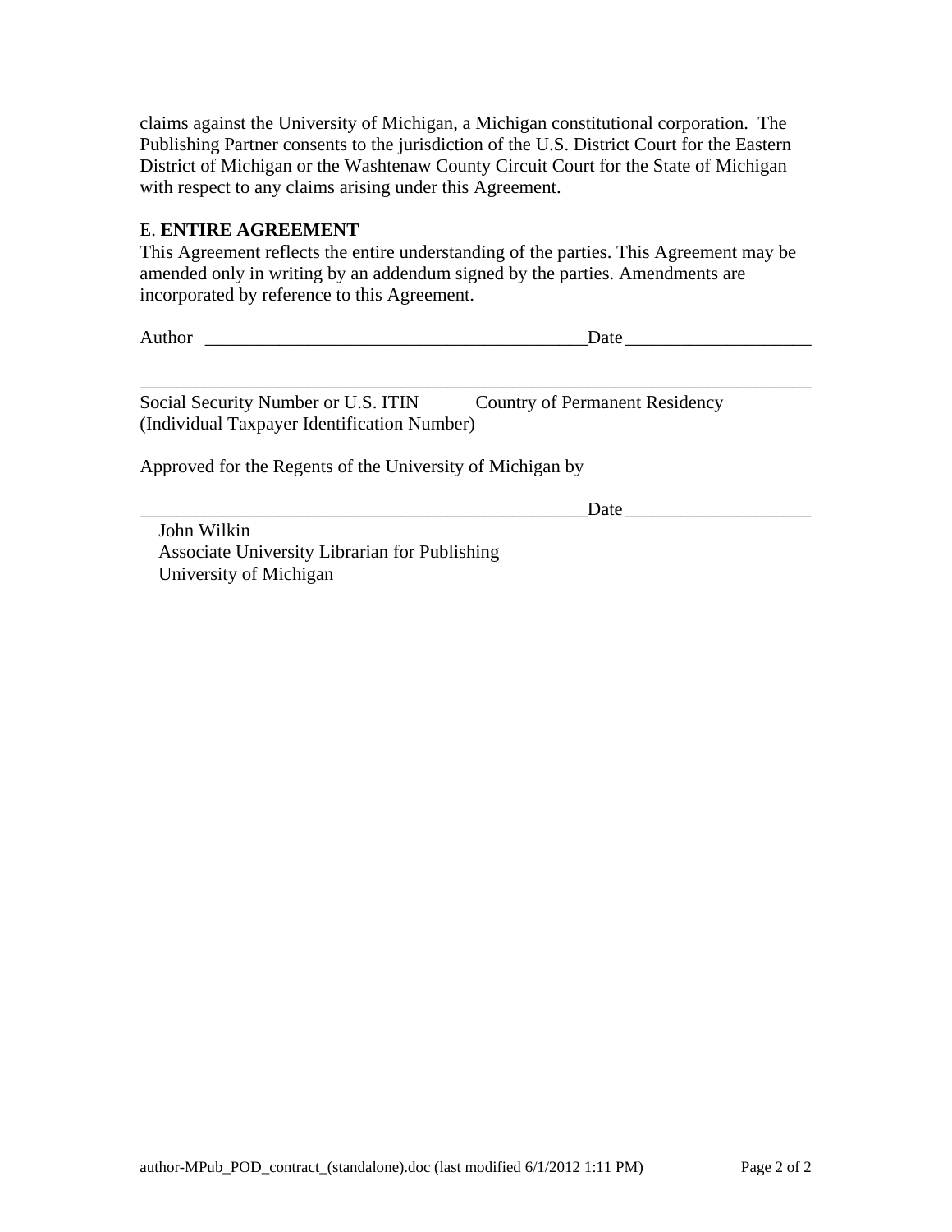claims against the University of Michigan, a Michigan constitutional corporation. The Publishing Partner consents to the jurisdiction of the U.S. District Court for the Eastern District of Michigan or the Washtenaw County Circuit Court for the State of Michigan with respect to any claims arising under this Agreement.

E. **ENTIRE AGREEMENT**

This Agreement reflects the entire understanding of the parties. This Agreement may be amended only in writing by an addendum signed by the parties. Amendments are incorporated by reference to this Agreement.

Author __________________________________________Date____________________

_____________________________________________________________________________

Social Security Number or U.S. ITIN          Country of Permanent Residency
(Individual Taxpayer Identification Number)

Approved for the Regents of the University of Michigan by

_________________________________________________Date____________________

John Wilkin
Associate University Librarian for Publishing
University of Michigan

author-MPub_POD_contract_(standalone).doc (last modified 6/1/2012 1:11 PM)